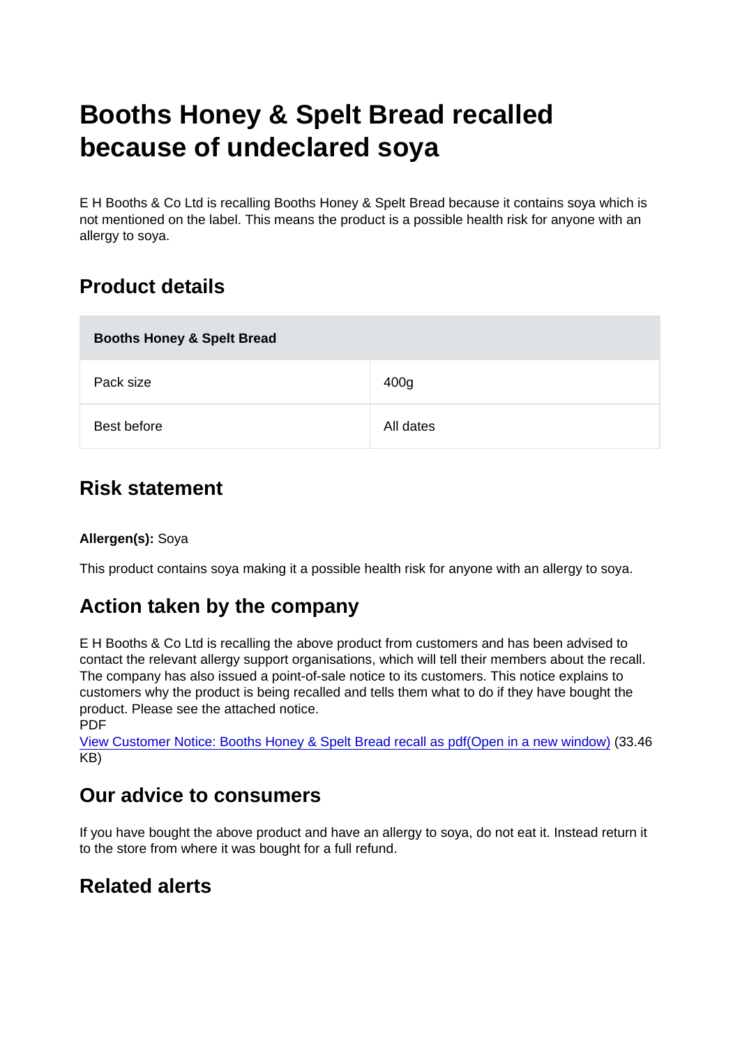# Booths Honey & Spelt Bread recalled because of undeclared soya

E H Booths & Co Ltd is recalling Booths Honey & Spelt Bread because it contains soya which is not mentioned on the label. This means the product is a possible health risk for anyone with an allergy to soya.

## Product details

| **Booths Honey & Spelt Bread** | |
|---|---|
| Pack size | 400g |
| Best before | All dates |

## Risk statement

**Allergen(s):** Soya

This product contains soya making it a possible health risk for anyone with an allergy to soya.

## Action taken by the company

E H Booths & Co Ltd is recalling the above product from customers and has been advised to contact the relevant allergy support organisations, which will tell their members about the recall. The company has also issued a point-of-sale notice to its customers. This notice explains to customers why the product is being recalled and tells them what to do if they have bought the product. Please see the attached notice.
PDF
View Customer Notice: Booths Honey & Spelt Bread recall as pdf(Open in a new window) (33.46 KB)

## Our advice to consumers

If you have bought the above product and have an allergy to soya, do not eat it. Instead return it to the store from where it was bought for a full refund.

## Related alerts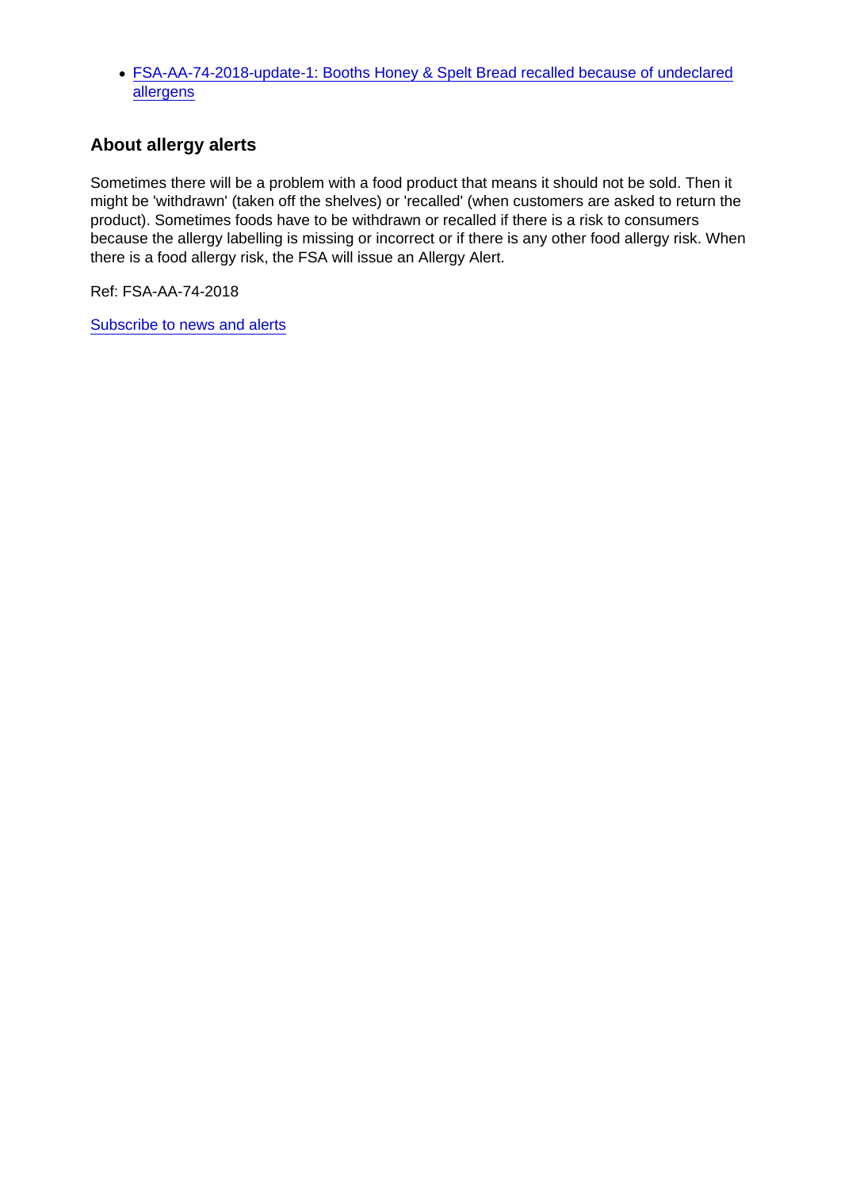- FSA-AA-74-2018-update-1: Booths Honey & Spelt Bread recalled because of undeclared allergens

## About allergy alerts

Sometimes there will be a problem with a food product that means it should not be sold. Then it might be 'withdrawn' (taken off the shelves) or 'recalled' (when customers are asked to return the product). Sometimes foods have to be withdrawn or recalled if there is a risk to consumers because the allergy labelling is missing or incorrect or if there is any other food allergy risk. When there is a food allergy risk, the FSA will issue an Allergy Alert.

Ref: FSA-AA-74-2018

Subscribe to news and alerts